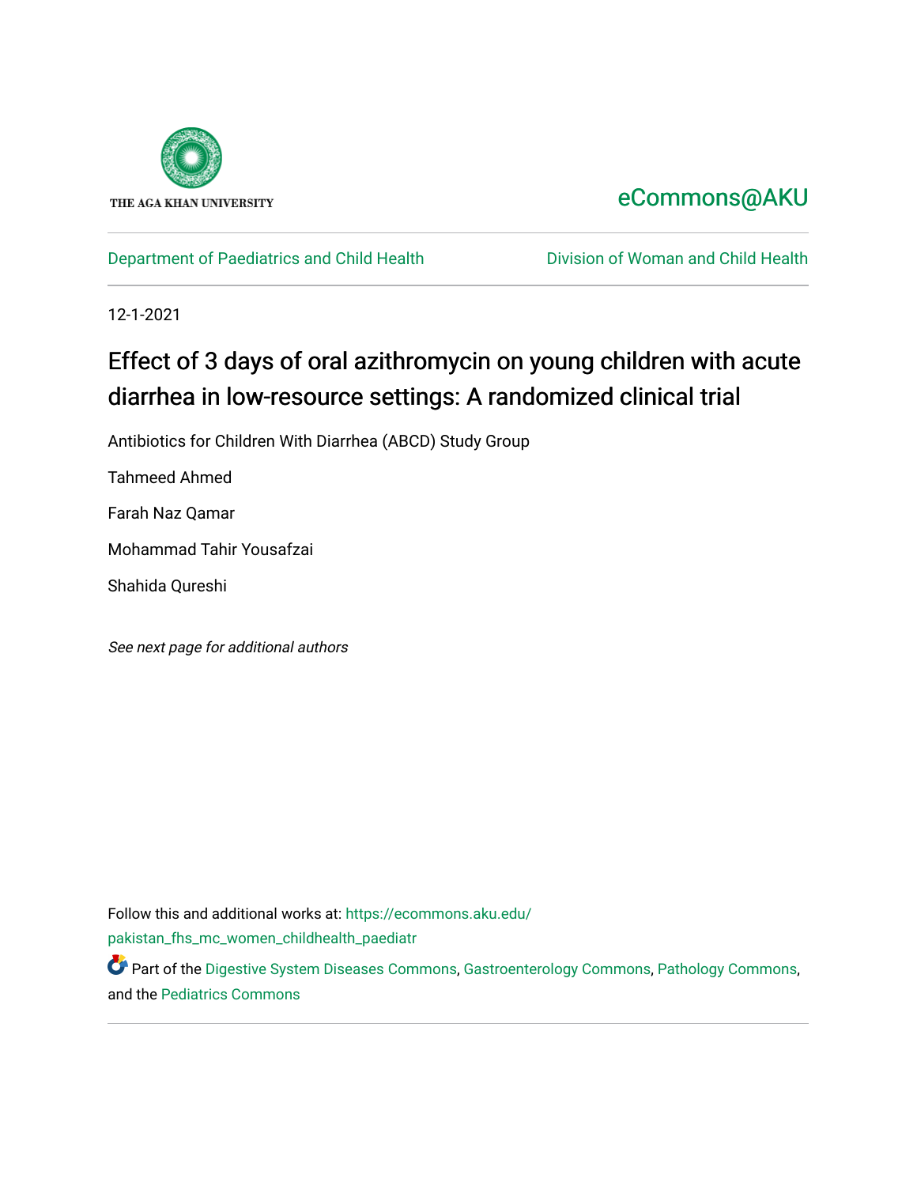THE AGA KHAN UNIVERSITY

eCommons@AKU

Department of Paediatrics and Child Health | Division of Woman and Child Health

12-1-2021

# Effect of 3 days of oral azithromycin on young children with acute diarrhea in low-resource settings: A randomized clinical trial

Antibiotics for Children With Diarrhea (ABCD) Study Group

Tahmeed Ahmed

Farah Naz Qamar

Mohammad Tahir Yousafzai

Shahida Qureshi

*See next page for additional authors*

Follow this and additional works at: https://ecommons.aku.edu/pakistan_fhs_mc_women_childhealth_paediatr

Part of the Digestive System Diseases Commons, Gastroenterology Commons, Pathology Commons, and the Pediatrics Commons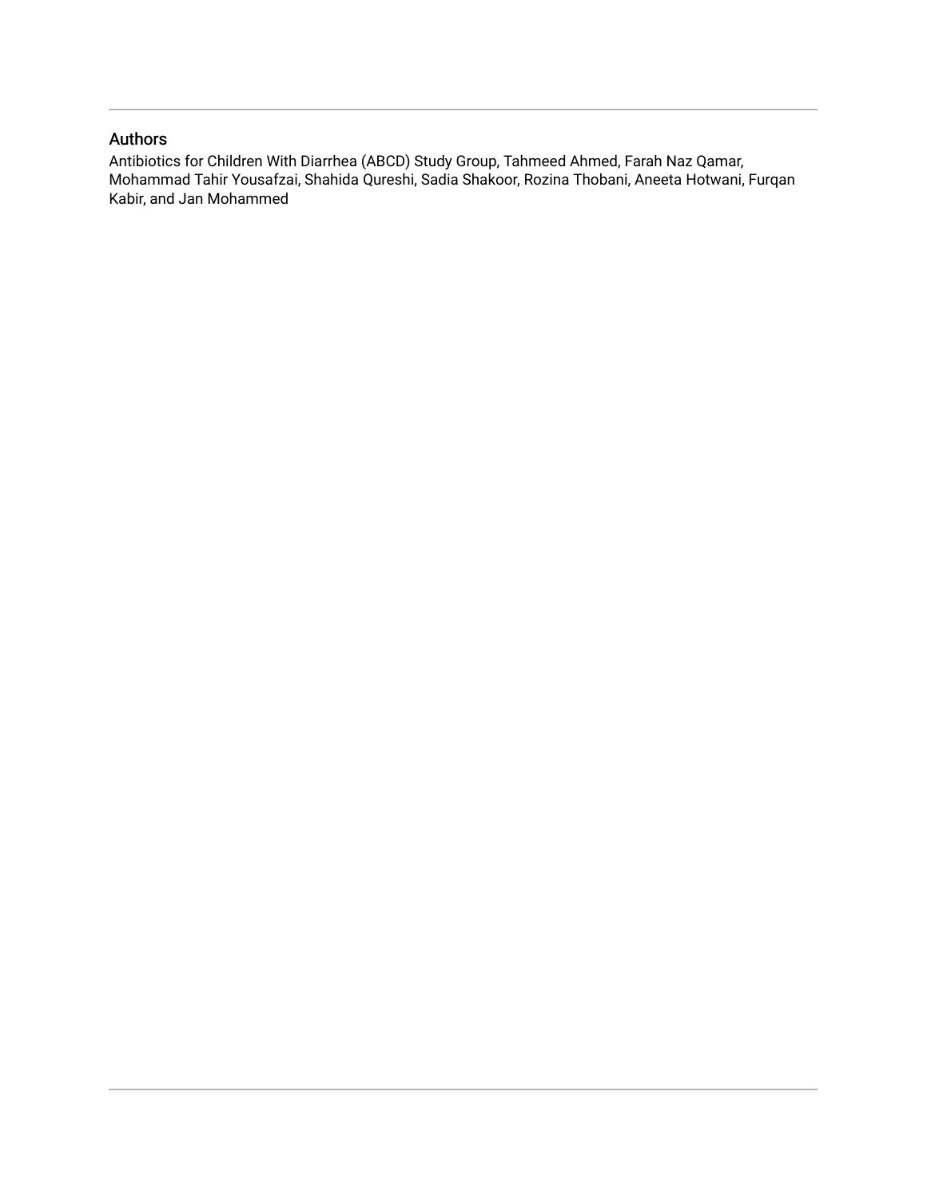## Authors

Antibiotics for Children With Diarrhea (ABCD) Study Group, Tahmeed Ahmed, Farah Naz Qamar, Mohammad Tahir Yousafzai, Shahida Qureshi, Sadia Shakoor, Rozina Thobani, Aneeta Hotwani, Furqan Kabir, and Jan Mohammed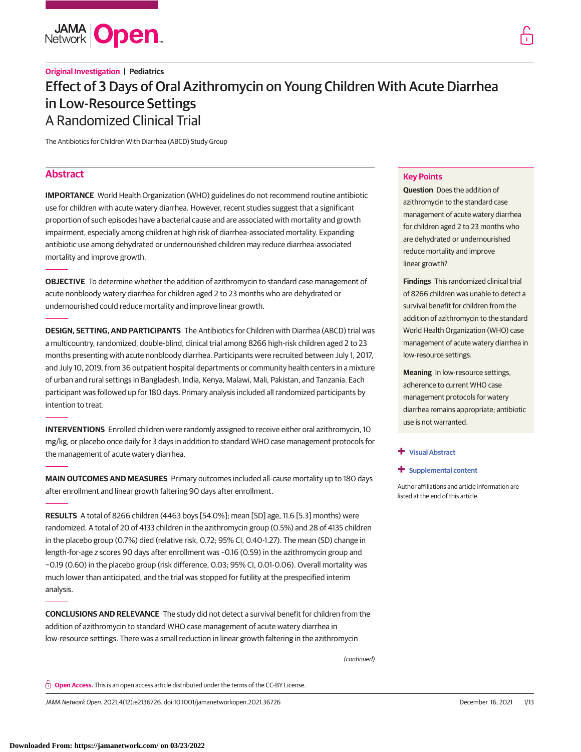Original Investigation | Pediatrics

# Effect of 3 Days of Oral Azithromycin on Young Children With Acute Diarrhea in Low-Resource Settings
## A Randomized Clinical Trial

The Antibiotics for Children With Diarrhea (ABCD) Study Group

## Abstract

**IMPORTANCE** World Health Organization (WHO) guidelines do not recommend routine antibiotic use for children with acute watery diarrhea. However, recent studies suggest that a significant proportion of such episodes have a bacterial cause and are associated with mortality and growth impairment, especially among children at high risk of diarrhea-associated mortality. Expanding antibiotic use among dehydrated or undernourished children may reduce diarrhea-associated mortality and improve growth.

**OBJECTIVE** To determine whether the addition of azithromycin to standard case management of acute nonbloody watery diarrhea for children aged 2 to 23 months who are dehydrated or undernourished could reduce mortality and improve linear growth.

**DESIGN, SETTING, AND PARTICIPANTS** The Antibiotics for Children with Diarrhea (ABCD) trial was a multicountry, randomized, double-blind, clinical trial among 8266 high-risk children aged 2 to 23 months presenting with acute nonbloody diarrhea. Participants were recruited between July 1, 2017, and July 10, 2019, from 36 outpatient hospital departments or community health centers in a mixture of urban and rural settings in Bangladesh, India, Kenya, Malawi, Mali, Pakistan, and Tanzania. Each participant was followed up for 180 days. Primary analysis included all randomized participants by intention to treat.

**INTERVENTIONS** Enrolled children were randomly assigned to receive either oral azithromycin, 10 mg/kg, or placebo once daily for 3 days in addition to standard WHO case management protocols for the management of acute watery diarrhea.

**MAIN OUTCOMES AND MEASURES** Primary outcomes included all-cause mortality up to 180 days after enrollment and linear growth faltering 90 days after enrollment.

**RESULTS** A total of 8266 children (4463 boys [54.0%]; mean [SD] age, 11.6 [5.3] months) were randomized. A total of 20 of 4133 children in the azithromycin group (0.5%) and 28 of 4135 children in the placebo group (0.7%) died (relative risk, 0.72; 95% CI, 0.40-1.27). The mean (SD) change in length-for-age *z* scores 90 days after enrollment was −0.16 (0.59) in the azithromycin group and −0.19 (0.60) in the placebo group (risk difference, 0.03; 95% CI, 0.01-0.06). Overall mortality was much lower than anticipated, and the trial was stopped for futility at the prespecified interim analysis.

**CONCLUSIONS AND RELEVANCE** The study did not detect a survival benefit for children from the addition of azithromycin to standard WHO case management of acute watery diarrhea in low-resource settings. There was a small reduction in linear growth faltering in the azithromycin

(continued)

### Key Points

**Question** Does the addition of azithromycin to the standard case management of acute watery diarrhea for children aged 2 to 23 months who are dehydrated or undernourished reduce mortality and improve linear growth?

**Findings** This randomized clinical trial of 8266 children was unable to detect a survival benefit for children from the addition of azithromycin to the standard World Health Organization (WHO) case management of acute watery diarrhea in low-resource settings.

**Meaning** In low-resource settings, adherence to current WHO case management protocols for watery diarrhea remains appropriate; antibiotic use is not warranted.

+ Visual Abstract

+ Supplemental content

Author affiliations and article information are listed at the end of this article.

Open Access. This is an open access article distributed under the terms of the CC-BY License.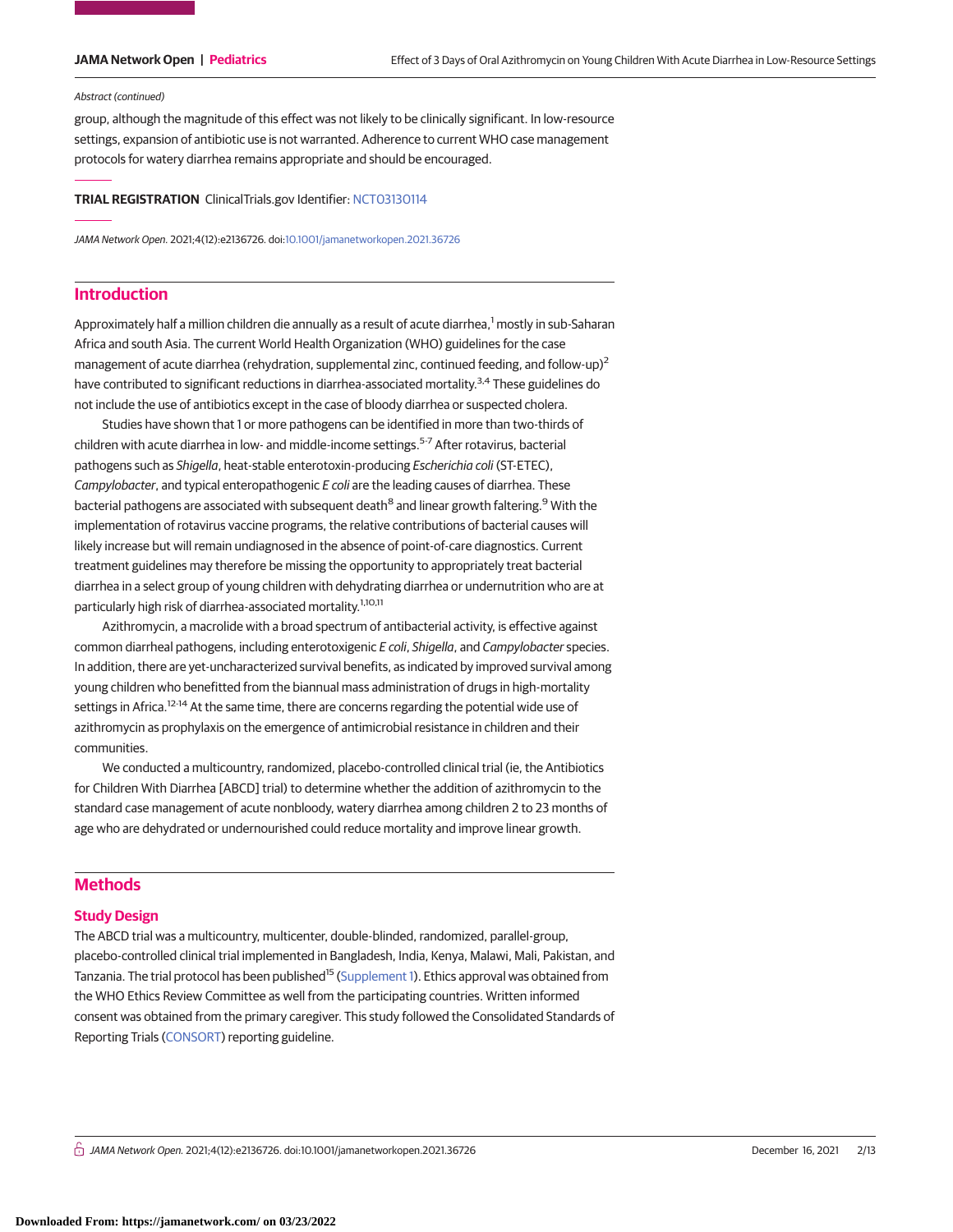Abstract (continued)

group, although the magnitude of this effect was not likely to be clinically significant. In low-resource settings, expansion of antibiotic use is not warranted. Adherence to current WHO case management protocols for watery diarrhea remains appropriate and should be encouraged.

**TRIAL REGISTRATION** ClinicalTrials.gov Identifier: NCT03130114

*JAMA Network Open*. 2021;4(12):e2136726. doi:10.1001/jamanetworkopen.2021.36726

## Introduction

Approximately half a million children die annually as a result of acute diarrhea,[1] mostly in sub-Saharan Africa and south Asia. The current World Health Organization (WHO) guidelines for the case management of acute diarrhea (rehydration, supplemental zinc, continued feeding, and follow-up)[2] have contributed to significant reductions in diarrhea-associated mortality.[3,4] These guidelines do not include the use of antibiotics except in the case of bloody diarrhea or suspected cholera.

Studies have shown that 1 or more pathogens can be identified in more than two-thirds of children with acute diarrhea in low- and middle-income settings.[5-7] After rotavirus, bacterial pathogens such as *Shigella*, heat-stable enterotoxin-producing *Escherichia coli* (ST-ETEC), *Campylobacter*, and typical enteropathogenic *E coli* are the leading causes of diarrhea. These bacterial pathogens are associated with subsequent death[8] and linear growth faltering.[9] With the implementation of rotavirus vaccine programs, the relative contributions of bacterial causes will likely increase but will remain undiagnosed in the absence of point-of-care diagnostics. Current treatment guidelines may therefore be missing the opportunity to appropriately treat bacterial diarrhea in a select group of young children with dehydrating diarrhea or undernutrition who are at particularly high risk of diarrhea-associated mortality.[1,10,11]

Azithromycin, a macrolide with a broad spectrum of antibacterial activity, is effective against common diarrheal pathogens, including enterotoxigenic *E coli*, *Shigella*, and *Campylobacter* species. In addition, there are yet-uncharacterized survival benefits, as indicated by improved survival among young children who benefitted from the biannual mass administration of drugs in high-mortality settings in Africa.[12-14] At the same time, there are concerns regarding the potential wide use of azithromycin as prophylaxis on the emergence of antimicrobial resistance in children and their communities.

We conducted a multicountry, randomized, placebo-controlled clinical trial (ie, the Antibiotics for Children With Diarrhea [ABCD] trial) to determine whether the addition of azithromycin to the standard case management of acute nonbloody, watery diarrhea among children 2 to 23 months of age who are dehydrated or undernourished could reduce mortality and improve linear growth.

## Methods

### Study Design

The ABCD trial was a multicountry, multicenter, double-blinded, randomized, parallel-group, placebo-controlled clinical trial implemented in Bangladesh, India, Kenya, Malawi, Mali, Pakistan, and Tanzania. The trial protocol has been published[15] (Supplement 1). Ethics approval was obtained from the WHO Ethics Review Committee as well from the participating countries. Written informed consent was obtained from the primary caregiver. This study followed the Consolidated Standards of Reporting Trials (CONSORT) reporting guideline.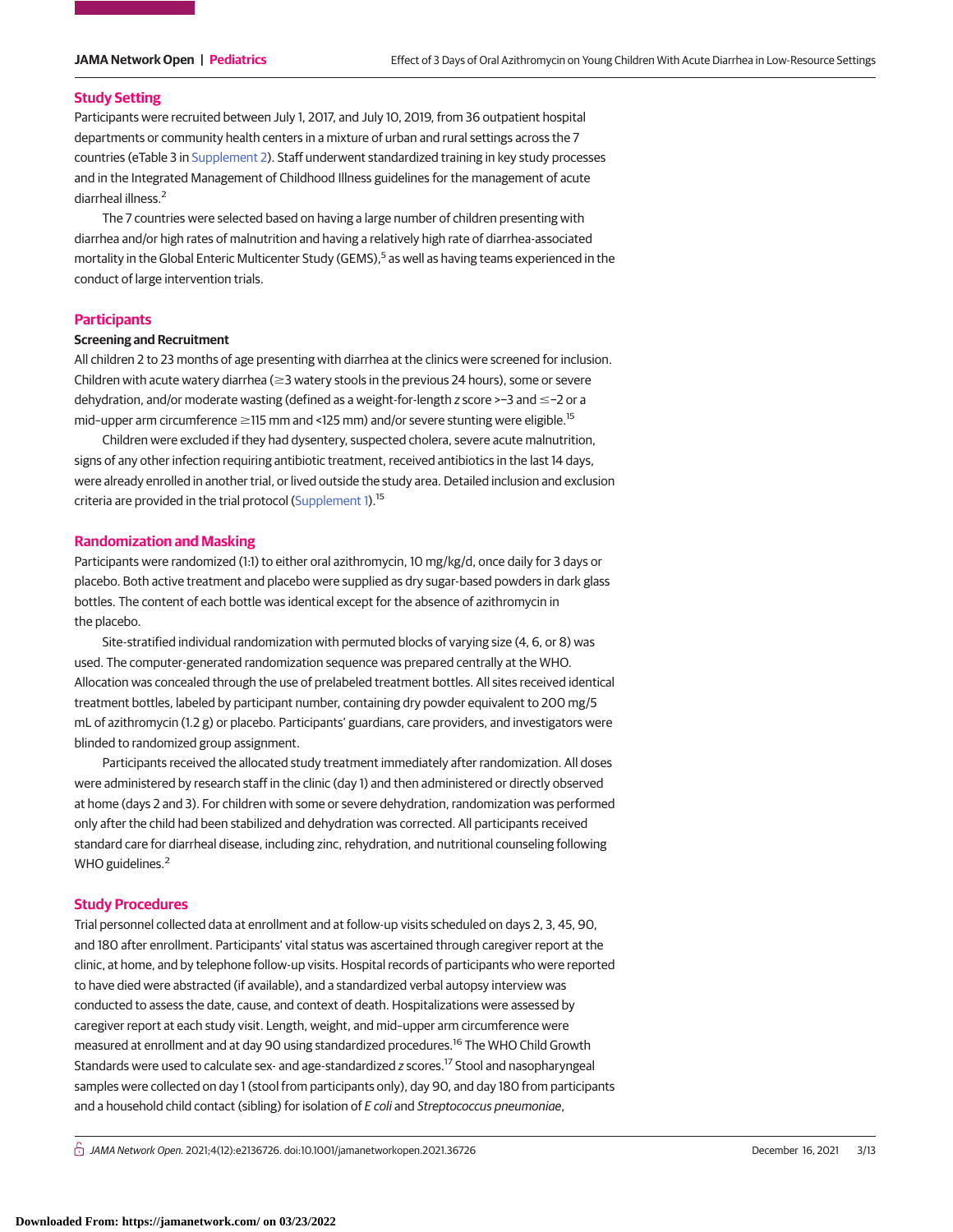## Study Setting

Participants were recruited between July 1, 2017, and July 10, 2019, from 36 outpatient hospital departments or community health centers in a mixture of urban and rural settings across the 7 countries (eTable 3 in Supplement 2). Staff underwent standardized training in key study processes and in the Integrated Management of Childhood Illness guidelines for the management of acute diarrheal illness.[2]

The 7 countries were selected based on having a large number of children presenting with diarrhea and/or high rates of malnutrition and having a relatively high rate of diarrhea-associated mortality in the Global Enteric Multicenter Study (GEMS),[5] as well as having teams experienced in the conduct of large intervention trials.

## Participants

### Screening and Recruitment

All children 2 to 23 months of age presenting with diarrhea at the clinics were screened for inclusion. Children with acute watery diarrhea (≥3 watery stools in the previous 24 hours), some or severe dehydration, and/or moderate wasting (defined as a weight-for-length *z* score >−3 and ≤−2 or a mid-upper arm circumference ≥115 mm and <125 mm) and/or severe stunting were eligible.[15]

Children were excluded if they had dysentery, suspected cholera, severe acute malnutrition, signs of any other infection requiring antibiotic treatment, received antibiotics in the last 14 days, were already enrolled in another trial, or lived outside the study area. Detailed inclusion and exclusion criteria are provided in the trial protocol (Supplement 1).[15]

## Randomization and Masking

Participants were randomized (1:1) to either oral azithromycin, 10 mg/kg/d, once daily for 3 days or placebo. Both active treatment and placebo were supplied as dry sugar-based powders in dark glass bottles. The content of each bottle was identical except for the absence of azithromycin in the placebo.

Site-stratified individual randomization with permuted blocks of varying size (4, 6, or 8) was used. The computer-generated randomization sequence was prepared centrally at the WHO. Allocation was concealed through the use of prelabeled treatment bottles. All sites received identical treatment bottles, labeled by participant number, containing dry powder equivalent to 200 mg/5 mL of azithromycin (1.2 g) or placebo. Participants' guardians, care providers, and investigators were blinded to randomized group assignment.

Participants received the allocated study treatment immediately after randomization. All doses were administered by research staff in the clinic (day 1) and then administered or directly observed at home (days 2 and 3). For children with some or severe dehydration, randomization was performed only after the child had been stabilized and dehydration was corrected. All participants received standard care for diarrheal disease, including zinc, rehydration, and nutritional counseling following WHO guidelines.[2]

## Study Procedures

Trial personnel collected data at enrollment and at follow-up visits scheduled on days 2, 3, 45, 90, and 180 after enrollment. Participants' vital status was ascertained through caregiver report at the clinic, at home, and by telephone follow-up visits. Hospital records of participants who were reported to have died were abstracted (if available), and a standardized verbal autopsy interview was conducted to assess the date, cause, and context of death. Hospitalizations were assessed by caregiver report at each study visit. Length, weight, and mid-upper arm circumference were measured at enrollment and at day 90 using standardized procedures.[16] The WHO Child Growth Standards were used to calculate sex- and age-standardized *z* scores.[17] Stool and nasopharyngeal samples were collected on day 1 (stool from participants only), day 90, and day 180 from participants and a household child contact (sibling) for isolation of *E coli* and *Streptococcus pneumoniae*,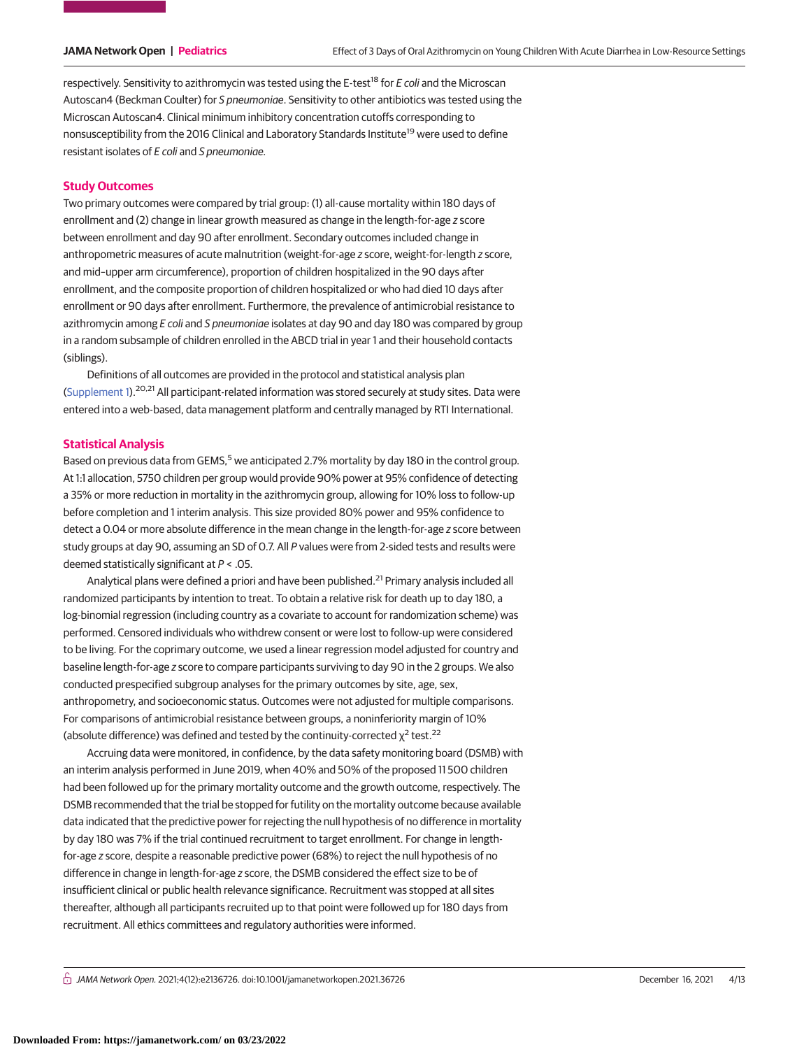respectively. Sensitivity to azithromycin was tested using the E-test[18] for *E coli* and the Microscan Autoscan4 (Beckman Coulter) for *S pneumoniae*. Sensitivity to other antibiotics was tested using the Microscan Autoscan4. Clinical minimum inhibitory concentration cutoffs corresponding to nonsusceptibility from the 2016 Clinical and Laboratory Standards Institute[19] were used to define resistant isolates of *E coli* and *S pneumoniae*.

## Study Outcomes

Two primary outcomes were compared by trial group: (1) all-cause mortality within 180 days of enrollment and (2) change in linear growth measured as change in the length-for-age *z* score between enrollment and day 90 after enrollment. Secondary outcomes included change in anthropometric measures of acute malnutrition (weight-for-age *z* score, weight-for-length *z* score, and mid–upper arm circumference), proportion of children hospitalized in the 90 days after enrollment, and the composite proportion of children hospitalized or who had died 10 days after enrollment or 90 days after enrollment. Furthermore, the prevalence of antimicrobial resistance to azithromycin among *E coli* and *S pneumoniae* isolates at day 90 and day 180 was compared by group in a random subsample of children enrolled in the ABCD trial in year 1 and their household contacts (siblings).

Definitions of all outcomes are provided in the protocol and statistical analysis plan (Supplement 1).[20,21] All participant-related information was stored securely at study sites. Data were entered into a web-based, data management platform and centrally managed by RTI International.

## Statistical Analysis

Based on previous data from GEMS,[5] we anticipated 2.7% mortality by day 180 in the control group. At 1:1 allocation, 5750 children per group would provide 90% power at 95% confidence of detecting a 35% or more reduction in mortality in the azithromycin group, allowing for 10% loss to follow-up before completion and 1 interim analysis. This size provided 80% power and 95% confidence to detect a 0.04 or more absolute difference in the mean change in the length-for-age *z* score between study groups at day 90, assuming an SD of 0.7. All *P* values were from 2-sided tests and results were deemed statistically significant at $P < .05$.

Analytical plans were defined a priori and have been published.[21] Primary analysis included all randomized participants by intention to treat. To obtain a relative risk for death up to day 180, a log-binomial regression (including country as a covariate to account for randomization scheme) was performed. Censored individuals who withdrew consent or were lost to follow-up were considered to be living. For the coprimary outcome, we used a linear regression model adjusted for country and baseline length-for-age *z* score to compare participants surviving to day 90 in the 2 groups. We also conducted prespecified subgroup analyses for the primary outcomes by site, age, sex, anthropometry, and socioeconomic status. Outcomes were not adjusted for multiple comparisons. For comparisons of antimicrobial resistance between groups, a noninferiority margin of 10% (absolute difference) was defined and tested by the continuity-corrected $\chi^2$ test.[22]

Accruing data were monitored, in confidence, by the data safety monitoring board (DSMB) with an interim analysis performed in June 2019, when 40% and 50% of the proposed 11 500 children had been followed up for the primary mortality outcome and the growth outcome, respectively. The DSMB recommended that the trial be stopped for futility on the mortality outcome because available data indicated that the predictive power for rejecting the null hypothesis of no difference in mortality by day 180 was 7% if the trial continued recruitment to target enrollment. For change in length-for-age *z* score, despite a reasonable predictive power (68%) to reject the null hypothesis of no difference in change in length-for-age *z* score, the DSMB considered the effect size to be of insufficient clinical or public health relevance significance. Recruitment was stopped at all sites thereafter, although all participants recruited up to that point were followed up for 180 days from recruitment. All ethics committees and regulatory authorities were informed.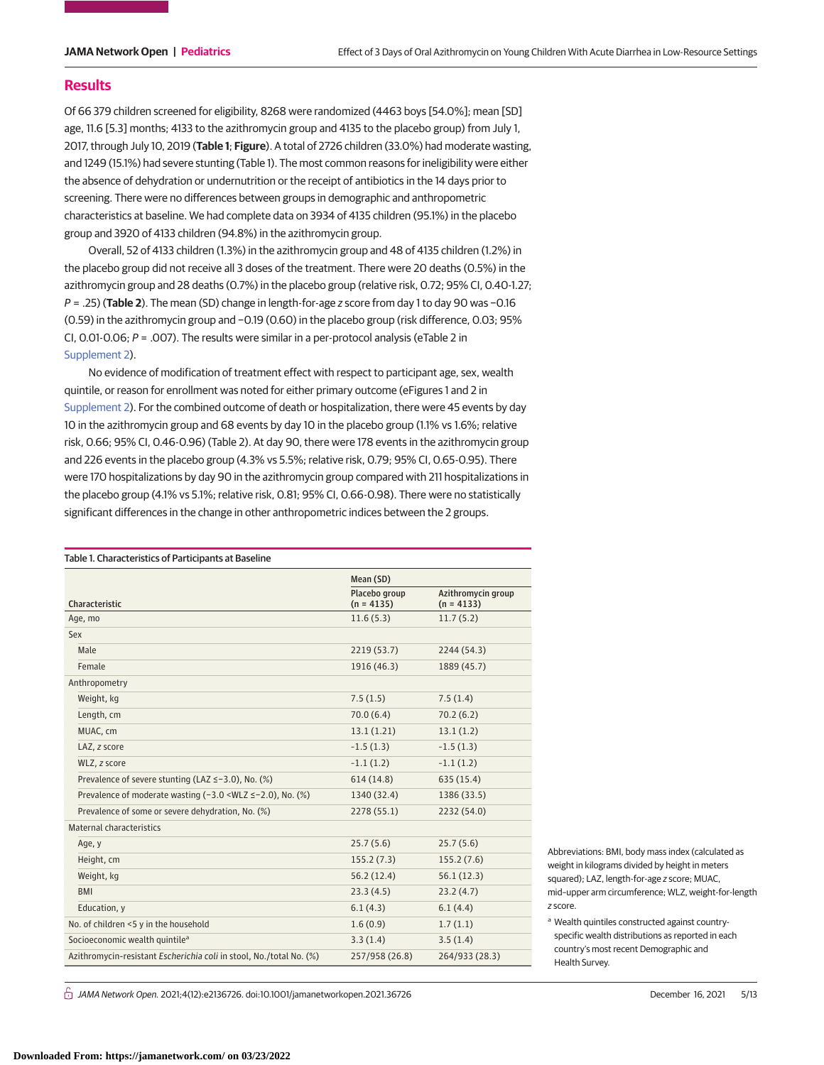## Results

Of 66 379 children screened for eligibility, 8268 were randomized (4463 boys [54.0%]; mean [SD] age, 11.6 [5.3] months; 4133 to the azithromycin group and 4135 to the placebo group) from July 1, 2017, through July 10, 2019 (**Table 1**; **Figure**). A total of 2726 children (33.0%) had moderate wasting, and 1249 (15.1%) had severe stunting (Table 1). The most common reasons for ineligibility were either the absence of dehydration or undernutrition or the receipt of antibiotics in the 14 days prior to screening. There were no differences between groups in demographic and anthropometric characteristics at baseline. We had complete data on 3934 of 4135 children (95.1%) in the placebo group and 3920 of 4133 children (94.8%) in the azithromycin group.

Overall, 52 of 4133 children (1.3%) in the azithromycin group and 48 of 4135 children (1.2%) in the placebo group did not receive all 3 doses of the treatment. There were 20 deaths (0.5%) in the azithromycin group and 28 deaths (0.7%) in the placebo group (relative risk, 0.72; 95% CI, 0.40-1.27; $P = .25$) (**Table 2**). The mean (SD) change in length-for-age *z* score from day 1 to day 90 was −0.16 (0.59) in the azithromycin group and −0.19 (0.60) in the placebo group (risk difference, 0.03; 95% CI, 0.01-0.06; $P = .007$). The results were similar in a per-protocol analysis (eTable 2 in Supplement 2).

No evidence of modification of treatment effect with respect to participant age, sex, wealth quintile, or reason for enrollment was noted for either primary outcome (eFigures 1 and 2 in Supplement 2). For the combined outcome of death or hospitalization, there were 45 events by day 10 in the azithromycin group and 68 events by day 10 in the placebo group (1.1% vs 1.6%; relative risk, 0.66; 95% CI, 0.46-0.96) (Table 2). At day 90, there were 178 events in the azithromycin group and 226 events in the placebo group (4.3% vs 5.5%; relative risk, 0.79; 95% CI, 0.65-0.95). There were 170 hospitalizations by day 90 in the azithromycin group compared with 211 hospitalizations in the placebo group (4.1% vs 5.1%; relative risk, 0.81; 95% CI, 0.66-0.98). There were no statistically significant differences in the change in other anthropometric indices between the 2 groups.

Table 1. Characteristics of Participants at Baseline

| Characteristic | Mean (SD) | |
|---|---|---|
| | Placebo group (n = 4135) | Azithromycin group (n = 4133) |
| Age, mo | 11.6 (5.3) | 11.7 (5.2) |
| Sex | | |
| Male | 2219 (53.7) | 2244 (54.3) |
| Female | 1916 (46.3) | 1889 (45.7) |
| Anthropometry | | |
| Weight, kg | 7.5 (1.5) | 7.5 (1.4) |
| Length, cm | 70.0 (6.4) | 70.2 (6.2) |
| MUAC, cm | 13.1 (1.21) | 13.1 (1.2) |
| LAZ, *z* score | −1.5 (1.3) | −1.5 (1.3) |
| WLZ, *z* score | −1.1 (1.2) | −1.1 (1.2) |
| Prevalence of severe stunting (LAZ ≤−3.0), No. (%) | 614 (14.8) | 635 (15.4) |
| Prevalence of moderate wasting (−3.0 <WLZ ≤−2.0), No. (%) | 1340 (32.4) | 1386 (33.5) |
| Prevalence of some or severe dehydration, No. (%) | 2278 (55.1) | 2232 (54.0) |
| Maternal characteristics | | |
| Age, y | 25.7 (5.6) | 25.7 (5.6) |
| Height, cm | 155.2 (7.3) | 155.2 (7.6) |
| Weight, kg | 56.2 (12.4) | 56.1 (12.3) |
| BMI | 23.3 (4.5) | 23.2 (4.7) |
| Education, y | 6.1 (4.3) | 6.1 (4.4) |
| No. of children <5 y in the household | 1.6 (0.9) | 1.7 (1.1) |
| Socioeconomic wealth quintile[a] | 3.3 (1.4) | 3.5 (1.4) |
| Azithromycin-resistant *Escherichia coli* in stool, No./total No. (%) | 257/958 (26.8) | 264/933 (28.3) |

Abbreviations: BMI, body mass index (calculated as weight in kilograms divided by height in meters squared); LAZ, length-for-age *z* score; MUAC, mid-upper arm circumference; WLZ, weight-for-length *z* score.

[a] Wealth quintiles constructed against country-specific wealth distributions as reported in each country's most recent Demographic and Health Survey.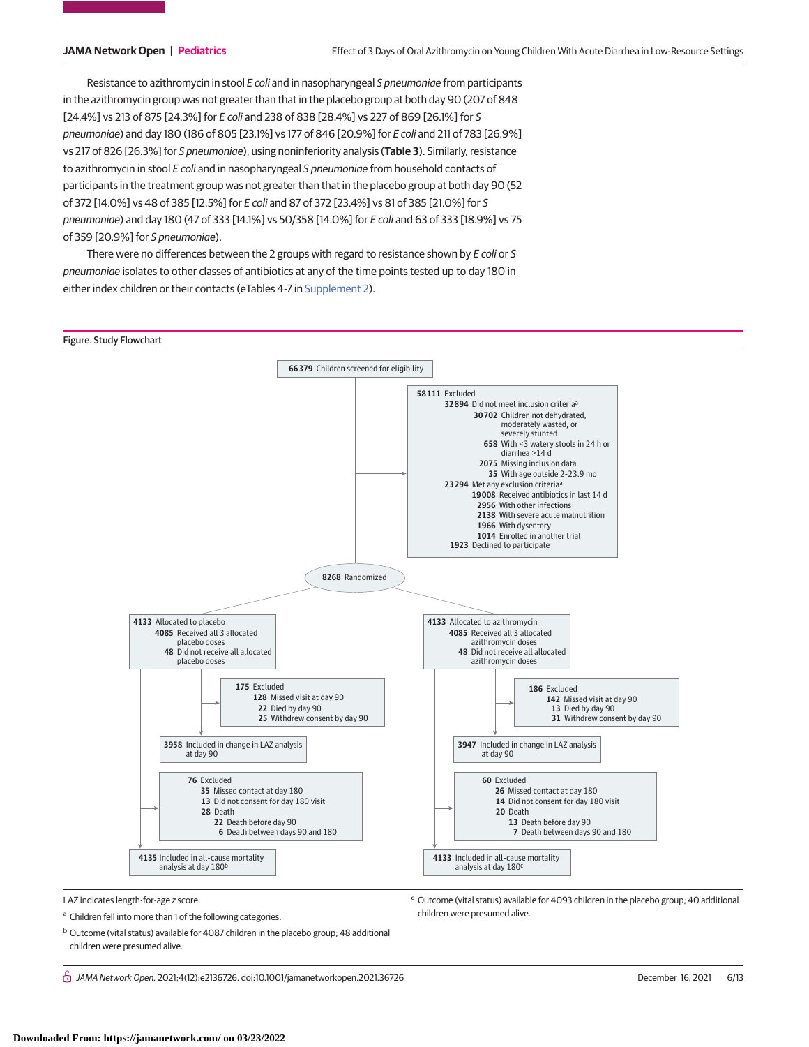Resistance to azithromycin in stool *E coli* and in nasopharyngeal *S pneumoniae* from participants in the azithromycin group was not greater than that in the placebo group at both day 90 (207 of 848 [24.4%] vs 213 of 875 [24.3%] for *E coli* and 238 of 838 [28.4%] vs 227 of 869 [26.1%] for *S pneumoniae*) and day 180 (186 of 805 [23.1%] vs 177 of 846 [20.9%] for *E coli* and 211 of 783 [26.9%] vs 217 of 826 [26.3%] for *S pneumoniae*), using noninferiority analysis (**Table 3**). Similarly, resistance to azithromycin in stool *E coli* and in nasopharyngeal *S pneumoniae* from household contacts of participants in the treatment group was not greater than that in the placebo group at both day 90 (52 of 372 [14.0%] vs 48 of 385 [12.5%] for *E coli* and 87 of 372 [23.4%] vs 81 of 385 [21.0%] for *S pneumoniae*) and day 180 (47 of 333 [14.1%] vs 50/358 [14.0%] for *E coli* and 63 of 333 [18.9%] vs 75 of 359 [20.9%] for *S pneumoniae*).

There were no differences between the 2 groups with regard to resistance shown by *E coli* or *S pneumoniae* isolates to other classes of antibiotics at any of the time points tested up to day 180 in either index children or their contacts (eTables 4-7 in Supplement 2).

**Figure. Study Flowchart**

- **66379** Children screened for eligibility
- **58111** Excluded
  - **32894** Did not meet inclusion criteria[a]
    - **30702** Children not dehydrated, moderately wasted, or severely stunted
    - **658** With <3 watery stools in 24 h or diarrhea >14 d
    - **2075** Missing inclusion data
    - **35** With age outside 2-23.9 mo
  - **23294** Met any exclusion criteria[a]
    - **19008** Received antibiotics in last 14 d
    - **2956** With other infections
    - **2138** With severe acute malnutrition
    - **1966** With dysentery
    - **1014** Enrolled in another trial
  - **1923** Declined to participate
- **8268** Randomized

**Placebo arm**

- **4133** Allocated to placebo
  - **4085** Received all 3 allocated placebo doses
  - **48** Did not receive all allocated placebo doses
- **175** Excluded
  - **128** Missed visit at day 90
  - **22** Died by day 90
  - **25** Withdrew consent by day 90
- **3958** Included in change in LAZ analysis at day 90
- **76** Excluded
  - **35** Missed contact at day 180
  - **13** Did not consent for day 180 visit
  - **28** Death
    - **22** Death before day 90
    - **6** Death between days 90 and 180
- **4135** Included in all-cause mortality analysis at day 180[b]

**Azithromycin arm**

- **4133** Allocated to azithromycin
  - **4085** Received all 3 allocated azithromycin doses
  - **48** Did not receive all allocated azithromycin doses
- **186** Excluded
  - **142** Missed visit at day 90
  - **13** Died by day 90
  - **31** Withdrew consent by day 90
- **3947** Included in change in LAZ analysis at day 90
- **60** Excluded
  - **26** Missed contact at day 180
  - **14** Did not consent for day 180 visit
  - **20** Death
    - **13** Death before day 90
    - **7** Death between days 90 and 180
- **4133** Included in all-cause mortality analysis at day 180[c]

LAZ indicates length-for-age *z* score.

[a] Children fell into more than 1 of the following categories.

[b] Outcome (vital status) available for 4087 children in the placebo group; 48 additional children were presumed alive.

[c] Outcome (vital status) available for 4093 children in the placebo group; 40 additional children were presumed alive.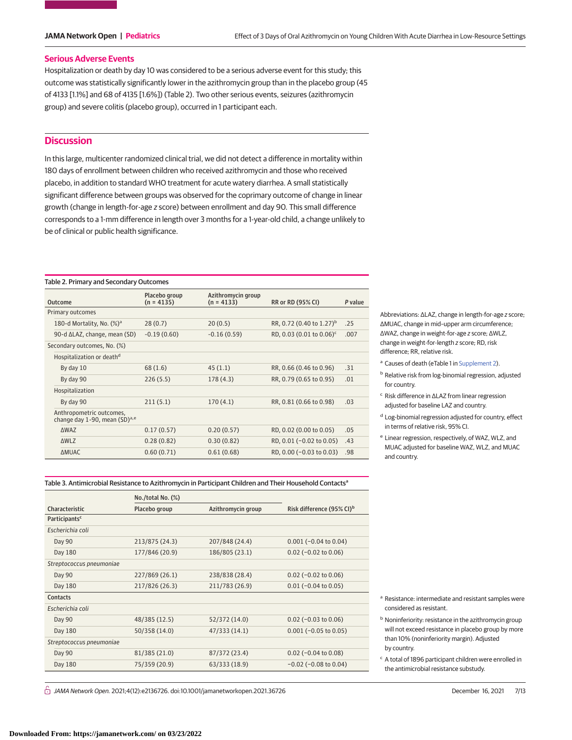### Serious Adverse Events

Hospitalization or death by day 10 was considered to be a serious adverse event for this study; this outcome was statistically significantly lower in the azithromycin group than in the placebo group (45 of 4133 [1.1%] and 68 of 4135 [1.6%]) (Table 2). Two other serious events, seizures (azithromycin group) and severe colitis (placebo group), occurred in 1 participant each.

## Discussion

In this large, multicenter randomized clinical trial, we did not detect a difference in mortality within 180 days of enrollment between children who received azithromycin and those who received placebo, in addition to standard WHO treatment for acute watery diarrhea. A small statistically significant difference between groups was observed for the coprimary outcome of change in linear growth (change in length-for-age *z* score) between enrollment and day 90. This small difference corresponds to a 1-mm difference in length over 3 months for a 1-year-old child, a change unlikely to be of clinical or public health significance.

Table 2. Primary and Secondary Outcomes

| Outcome | Placebo group (n = 4135) | Azithromycin group (n = 4133) | RR or RD (95% CI) | *P* value |
|---|---|---|---|---|
| Primary outcomes | | | | |
| 180-d Mortality, No. (%)[a] | 28 (0.7) | 20 (0.5) | RR, 0.72 (0.40 to 1.27)[b] | .25 |
| 90-d ΔLAZ, change, mean (SD) | −0.19 (0.60) | −0.16 (0.59) | RD, 0.03 (0.01 to 0.06)[c] | .007 |
| Secondary outcomes, No. (%) | | | | |
| Hospitalization or death[d] | | | | |
| By day 10 | 68 (1.6) | 45 (1.1) | RR, 0.66 (0.46 to 0.96) | .31 |
| By day 90 | 226 (5.5) | 178 (4.3) | RR, 0.79 (0.65 to 0.95) | .01 |
| Hospitalization | | | | |
| By day 90 | 211 (5.1) | 170 (4.1) | RR, 0.81 (0.66 to 0.98) | .03 |
| Anthropometric outcomes, change day 1-90, mean (SD)[a,e] | | | | |
| ΔWAZ | 0.17 (0.57) | 0.20 (0.57) | RD, 0.02 (0.00 to 0.05) | .05 |
| ΔWLZ | 0.28 (0.82) | 0.30 (0.82) | RD, 0.01 (−0.02 to 0.05) | .43 |
| ΔMUAC | 0.60 (0.71) | 0.61 (0.68) | RD, 0.00 (−0.03 to 0.03) | .98 |

Abbreviations: ΔLAZ, change in length-for-age *z* score; ΔMUAC, change in mid-upper arm circumference; ΔWAZ, change in weight-for-age *z* score; ΔWLZ, change in weight-for-length *z* score; RD, risk difference; RR, relative risk.

[a] Causes of death (eTable 1 in Supplement 2).

[b] Relative risk from log-binomial regression, adjusted for country.

[c] Risk difference in ΔLAZ from linear regression adjusted for baseline LAZ and country.

[d] Log-binomial regression adjusted for country, effect in terms of relative risk, 95% CI.

[e] Linear regression, respectively, of WAZ, WLZ, and MUAC adjusted for baseline WAZ, WLZ, and MUAC and country.

Table 3. Antimicrobial Resistance to Azithromycin in Participant Children and Their Household Contacts[a]

| Characteristic | No./total No. (%) | | Risk difference (95% CI)[b] |
|---|---|---|---|
| | Placebo group | Azithromycin group | |
| **Participants**[c] | | | |
| *Escherichia coli* | | | |
| Day 90 | 213/875 (24.3) | 207/848 (24.4) | 0.001 (−0.04 to 0.04) |
| Day 180 | 177/846 (20.9) | 186/805 (23.1) | 0.02 (−0.02 to 0.06) |
| *Streptococcus pneumoniae* | | | |
| Day 90 | 227/869 (26.1) | 238/838 (28.4) | 0.02 (−0.02 to 0.06) |
| Day 180 | 217/826 (26.3) | 211/783 (26.9) | 0.01 (−0.04 to 0.05) |
| **Contacts** | | | |
| *Escherichia coli* | | | |
| Day 90 | 48/385 (12.5) | 52/372 (14.0) | 0.02 (−0.03 to 0.06) |
| Day 180 | 50/358 (14.0) | 47/333 (14.1) | 0.001 (−0.05 to 0.05) |
| *Streptococcus pneumoniae* | | | |
| Day 90 | 81/385 (21.0) | 87/372 (23.4) | 0.02 (−0.04 to 0.08) |
| Day 180 | 75/359 (20.9) | 63/333 (18.9) | −0.02 (−0.08 to 0.04) |

[a] Resistance: intermediate and resistant samples were considered as resistant.

[b] Noninferiority: resistance in the azithromycin group will not exceed resistance in placebo group by more than 10% (noninferiority margin). Adjusted by country.

[c] A total of 1896 participant children were enrolled in the antimicrobial resistance substudy.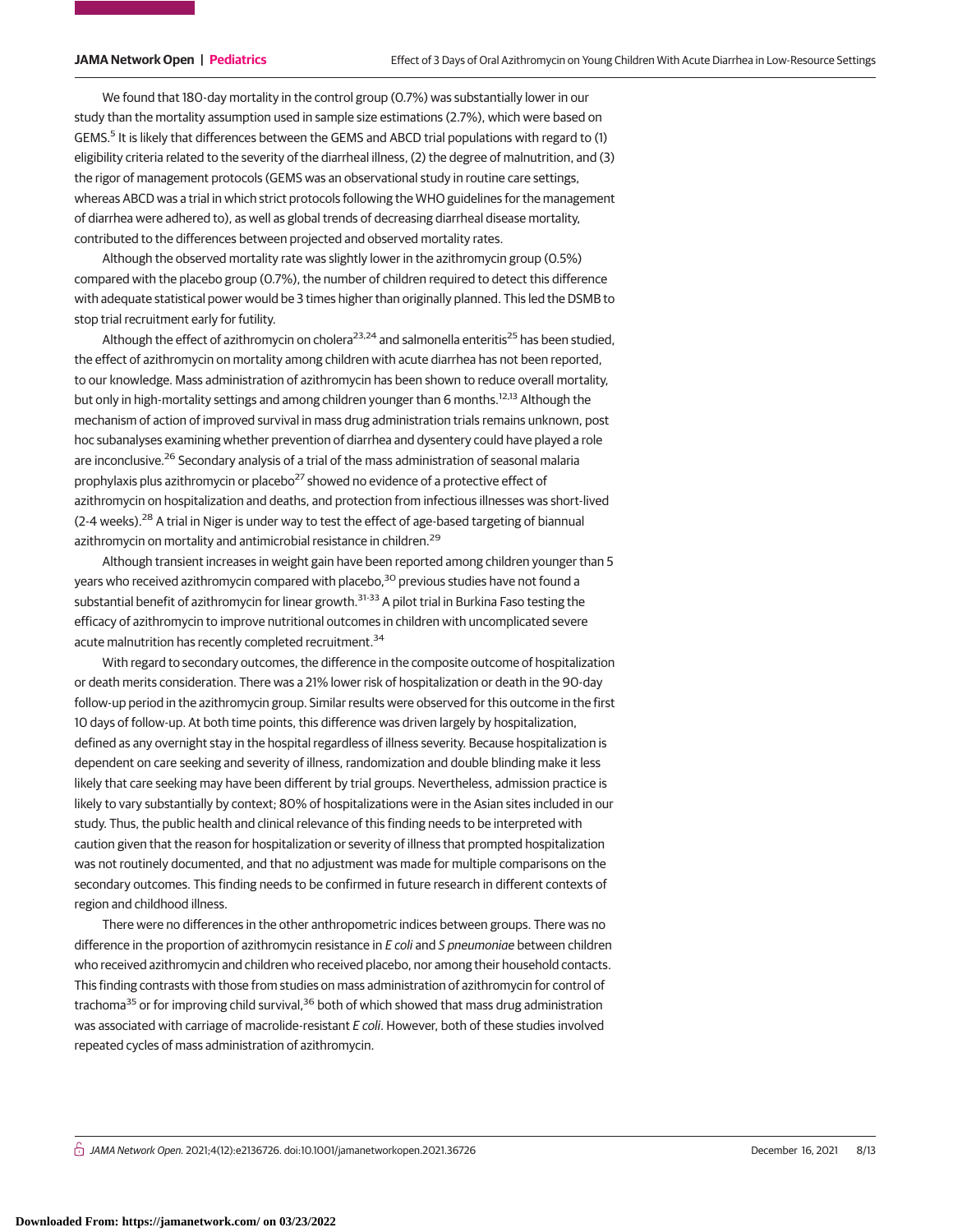We found that 180-day mortality in the control group (0.7%) was substantially lower in our study than the mortality assumption used in sample size estimations (2.7%), which were based on GEMS.[5] It is likely that differences between the GEMS and ABCD trial populations with regard to (1) eligibility criteria related to the severity of the diarrheal illness, (2) the degree of malnutrition, and (3) the rigor of management protocols (GEMS was an observational study in routine care settings, whereas ABCD was a trial in which strict protocols following the WHO guidelines for the management of diarrhea were adhered to), as well as global trends of decreasing diarrheal disease mortality, contributed to the differences between projected and observed mortality rates.

Although the observed mortality rate was slightly lower in the azithromycin group (0.5%) compared with the placebo group (0.7%), the number of children required to detect this difference with adequate statistical power would be 3 times higher than originally planned. This led the DSMB to stop trial recruitment early for futility.

Although the effect of azithromycin on cholera[23,24] and salmonella enteritis[25] has been studied, the effect of azithromycin on mortality among children with acute diarrhea has not been reported, to our knowledge. Mass administration of azithromycin has been shown to reduce overall mortality, but only in high-mortality settings and among children younger than 6 months.[12,13] Although the mechanism of action of improved survival in mass drug administration trials remains unknown, post hoc subanalyses examining whether prevention of diarrhea and dysentery could have played a role are inconclusive.[26] Secondary analysis of a trial of the mass administration of seasonal malaria prophylaxis plus azithromycin or placebo[27] showed no evidence of a protective effect of azithromycin on hospitalization and deaths, and protection from infectious illnesses was short-lived (2-4 weeks).[28] A trial in Niger is under way to test the effect of age-based targeting of biannual azithromycin on mortality and antimicrobial resistance in children.[29]

Although transient increases in weight gain have been reported among children younger than 5 years who received azithromycin compared with placebo,[30] previous studies have not found a substantial benefit of azithromycin for linear growth.[31-33] A pilot trial in Burkina Faso testing the efficacy of azithromycin to improve nutritional outcomes in children with uncomplicated severe acute malnutrition has recently completed recruitment.[34]

With regard to secondary outcomes, the difference in the composite outcome of hospitalization or death merits consideration. There was a 21% lower risk of hospitalization or death in the 90-day follow-up period in the azithromycin group. Similar results were observed for this outcome in the first 10 days of follow-up. At both time points, this difference was driven largely by hospitalization, defined as any overnight stay in the hospital regardless of illness severity. Because hospitalization is dependent on care seeking and severity of illness, randomization and double blinding make it less likely that care seeking may have been different by trial groups. Nevertheless, admission practice is likely to vary substantially by context; 80% of hospitalizations were in the Asian sites included in our study. Thus, the public health and clinical relevance of this finding needs to be interpreted with caution given that the reason for hospitalization or severity of illness that prompted hospitalization was not routinely documented, and that no adjustment was made for multiple comparisons on the secondary outcomes. This finding needs to be confirmed in future research in different contexts of region and childhood illness.

There were no differences in the other anthropometric indices between groups. There was no difference in the proportion of azithromycin resistance in *E coli* and *S pneumoniae* between children who received azithromycin and children who received placebo, nor among their household contacts. This finding contrasts with those from studies on mass administration of azithromycin for control of trachoma[35] or for improving child survival,[36] both of which showed that mass drug administration was associated with carriage of macrolide-resistant *E coli*. However, both of these studies involved repeated cycles of mass administration of azithromycin.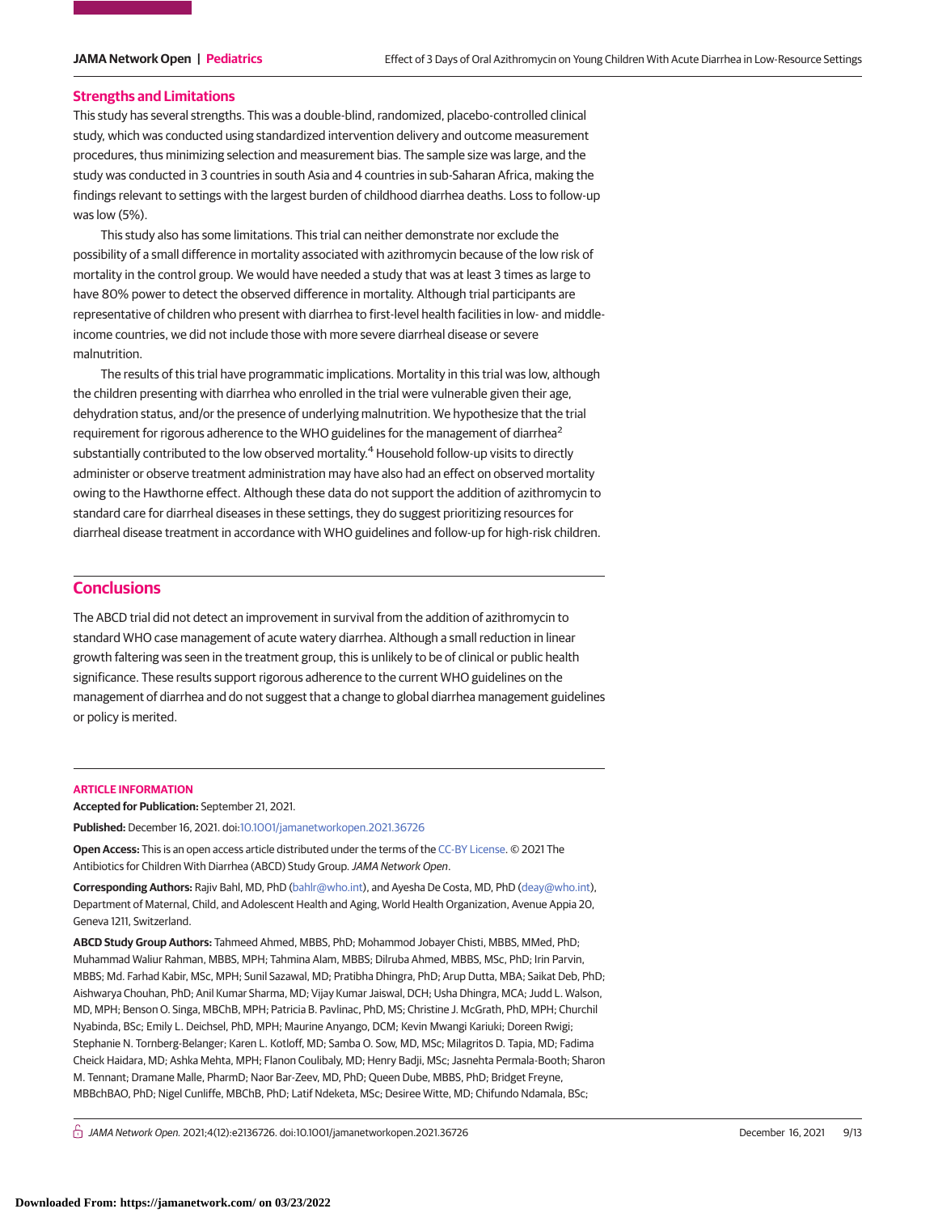## Strengths and Limitations

This study has several strengths. This was a double-blind, randomized, placebo-controlled clinical study, which was conducted using standardized intervention delivery and outcome measurement procedures, thus minimizing selection and measurement bias. The sample size was large, and the study was conducted in 3 countries in south Asia and 4 countries in sub-Saharan Africa, making the findings relevant to settings with the largest burden of childhood diarrhea deaths. Loss to follow-up was low (5%).

This study also has some limitations. This trial can neither demonstrate nor exclude the possibility of a small difference in mortality associated with azithromycin because of the low risk of mortality in the control group. We would have needed a study that was at least 3 times as large to have 80% power to detect the observed difference in mortality. Although trial participants are representative of children who present with diarrhea to first-level health facilities in low- and middle-income countries, we did not include those with more severe diarrheal disease or severe malnutrition.

The results of this trial have programmatic implications. Mortality in this trial was low, although the children presenting with diarrhea who enrolled in the trial were vulnerable given their age, dehydration status, and/or the presence of underlying malnutrition. We hypothesize that the trial requirement for rigorous adherence to the WHO guidelines for the management of diarrhea[2] substantially contributed to the low observed mortality.[4] Household follow-up visits to directly administer or observe treatment administration may have also had an effect on observed mortality owing to the Hawthorne effect. Although these data do not support the addition of azithromycin to standard care for diarrheal diseases in these settings, they do suggest prioritizing resources for diarrheal disease treatment in accordance with WHO guidelines and follow-up for high-risk children.

# Conclusions

The ABCD trial did not detect an improvement in survival from the addition of azithromycin to standard WHO case management of acute watery diarrhea. Although a small reduction in linear growth faltering was seen in the treatment group, this is unlikely to be of clinical or public health significance. These results support rigorous adherence to the current WHO guidelines on the management of diarrhea and do not suggest that a change to global diarrhea management guidelines or policy is merited.

## ARTICLE INFORMATION

**Accepted for Publication:** September 21, 2021.

**Published:** December 16, 2021. doi:10.1001/jamanetworkopen.2021.36726

**Open Access:** This is an open access article distributed under the terms of the CC-BY License. © 2021 The Antibiotics for Children With Diarrhea (ABCD) Study Group. *JAMA Network Open*.

**Corresponding Authors:** Rajiv Bahl, MD, PhD (bahlr@who.int), and Ayesha De Costa, MD, PhD (deay@who.int), Department of Maternal, Child, and Adolescent Health and Aging, World Health Organization, Avenue Appia 20, Geneva 1211, Switzerland.

**ABCD Study Group Authors:** Tahmeed Ahmed, MBBS, PhD; Mohammad Jobayer Chisti, MBBS, MMed, PhD; Muhammad Waliur Rahman, MBBS, MPH; Tahmina Alam, MBBS; Dilruba Ahmed, MBBS, MSc, PhD; Irin Parvin, MBBS; Md. Farhad Kabir, MSc, MPH; Sunil Sazawal, MD; Pratibha Dhingra, PhD; Arup Dutta, MBA; Saikat Deb, PhD; Aishwarya Chouhan, PhD; Anil Kumar Sharma, MD; Vijay Kumar Jaiswal, DCH; Usha Dhingra, MCA; Judd L. Walson, MD, MPH; Benson O. Singa, MBChB, MPH; Patricia B. Pavlinac, PhD, MS; Christine J. McGrath, PhD, MPH; Churchil Nyabinda, BSc; Emily L. Deichsel, PhD, MPH; Maurine Anyango, DCM; Kevin Mwangi Kariuki; Doreen Rwigi; Stephanie N. Tornberg-Belanger; Karen L. Kotloff, MD; Samba O. Sow, MD, MSc; Milagritos D. Tapia, MD; Fadima Cheick Haidara, MD; Ashka Mehta, MPH; Flanon Coulibaly, MD; Henry Badji, MSc; Jasnehta Permala-Booth; Sharon M. Tennant; Dramane Malle, PharmD; Naor Bar-Zeev, MD, PhD; Queen Dube, MBBS, PhD; Bridget Freyne, MBBchBAO, PhD; Nigel Cunliffe, MBChB, PhD; Latif Ndeketa, MSc; Desiree Witte, MD; Chifundo Ndamala, BSc;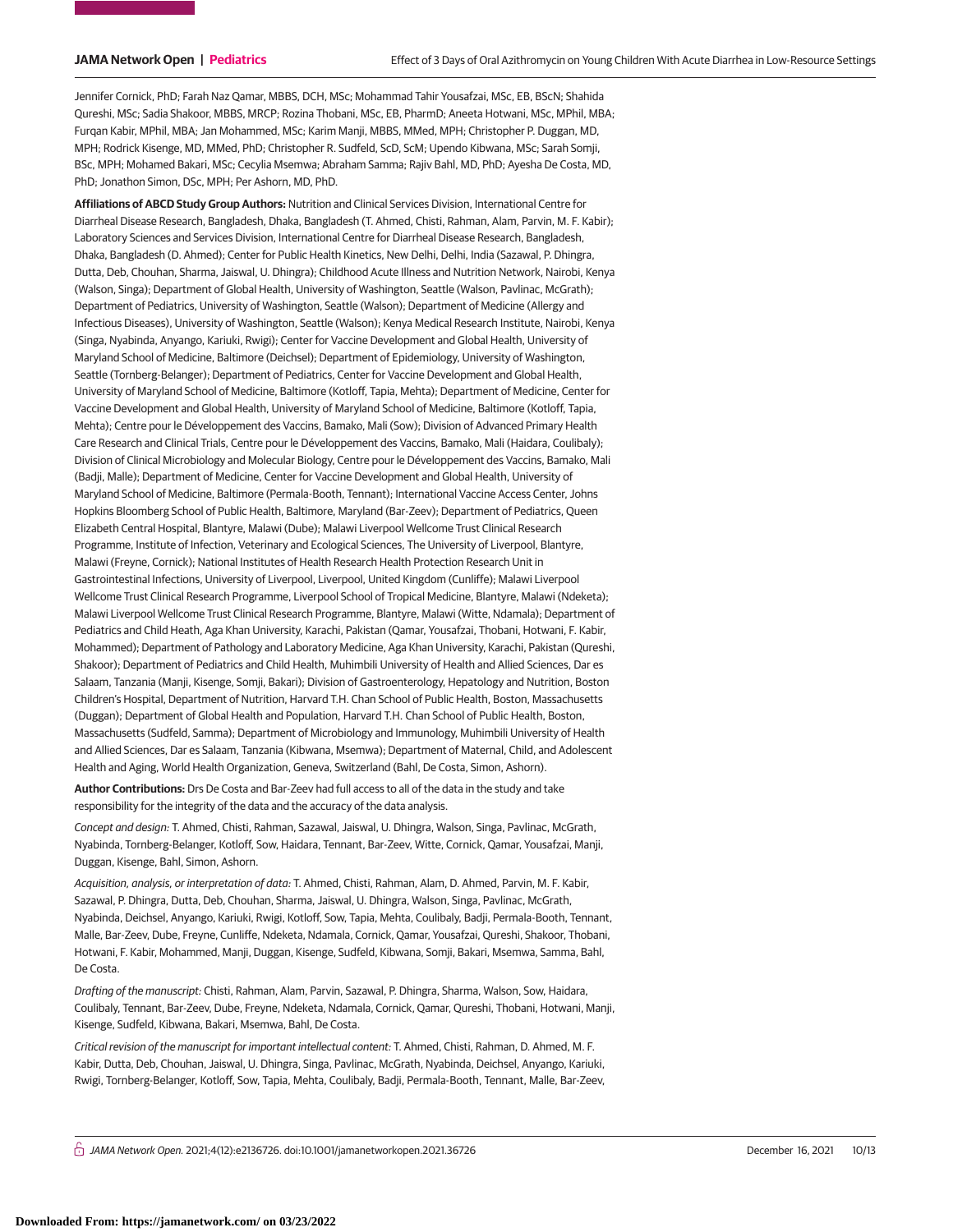Jennifer Cornick, PhD; Farah Naz Qamar, MBBS, DCH, MSc; Mohammad Tahir Yousafzai, MSc, EB, BScN; Shahida Qureshi, MSc; Sadia Shakoor, MBBS, MRCP; Rozina Thobani, MSc, EB, PharmD; Aneeta Hotwani, MSc, MPhil, MBA; Furqan Kabir, MPhil, MBA; Jan Mohammed, MSc; Karim Manji, MBBS, MMed, MPH; Christopher P. Duggan, MD, MPH; Rodrick Kisenge, MD, MMed, PhD; Christopher R. Sudfeld, ScD, ScM; Upendo Kibwana, MSc; Sarah Somji, BSc, MPH; Mohamed Bakari, MSc; Cecylia Msemwa; Abraham Samma; Rajiv Bahl, MD, PhD; Ayesha De Costa, MD, PhD; Jonathon Simon, DSc, MPH; Per Ashorn, MD, PhD.

**Affiliations of ABCD Study Group Authors:** Nutrition and Clinical Services Division, International Centre for Diarrheal Disease Research, Bangladesh, Dhaka, Bangladesh (T. Ahmed, Chisti, Rahman, Alam, Parvin, M. F. Kabir); Laboratory Sciences and Services Division, International Centre for Diarrheal Disease Research, Bangladesh, Dhaka, Bangladesh (D. Ahmed); Center for Public Health Kinetics, New Delhi, Delhi, India (Sazawal, P. Dhingra, Dutta, Deb, Chouhan, Sharma, Jaiswal, U. Dhingra); Childhood Acute Illness and Nutrition Network, Nairobi, Kenya (Walson, Singa); Department of Global Health, University of Washington, Seattle (Walson, Pavlinac, McGrath); Department of Pediatrics, University of Washington, Seattle (Walson); Department of Medicine (Allergy and Infectious Diseases), University of Washington, Seattle (Walson); Kenya Medical Research Institute, Nairobi, Kenya (Singa, Nyabinda, Anyango, Kariuki, Rwigi); Center for Vaccine Development and Global Health, University of Maryland School of Medicine, Baltimore (Deichsel); Department of Epidemiology, University of Washington, Seattle (Tornberg-Belanger); Department of Pediatrics, Center for Vaccine Development and Global Health, University of Maryland School of Medicine, Baltimore (Kotloff, Tapia, Mehta); Department of Medicine, Center for Vaccine Development and Global Health, University of Maryland School of Medicine, Baltimore (Kotloff, Tapia, Mehta); Centre pour le Développement des Vaccins, Bamako, Mali (Sow); Division of Advanced Primary Health Care Research and Clinical Trials, Centre pour le Développement des Vaccins, Bamako, Mali (Haidara, Coulibaly); Division of Clinical Microbiology and Molecular Biology, Centre pour le Développement des Vaccins, Bamako, Mali (Badji, Malle); Department of Medicine, Center for Vaccine Development and Global Health, University of Maryland School of Medicine, Baltimore (Permala-Booth, Tennant); International Vaccine Access Center, Johns Hopkins Bloomberg School of Public Health, Baltimore, Maryland (Bar-Zeev); Department of Pediatrics, Queen Elizabeth Central Hospital, Blantyre, Malawi (Dube); Malawi Liverpool Wellcome Trust Clinical Research Programme, Institute of Infection, Veterinary and Ecological Sciences, The University of Liverpool, Blantyre, Malawi (Freyne, Cornick); National Institutes of Health Research Health Protection Research Unit in Gastrointestinal Infections, University of Liverpool, Liverpool, United Kingdom (Cunliffe); Malawi Liverpool Wellcome Trust Clinical Research Programme, Liverpool School of Tropical Medicine, Blantyre, Malawi (Ndeketa); Malawi Liverpool Wellcome Trust Clinical Research Programme, Blantyre, Malawi (Witte, Ndamala); Department of Pediatrics and Child Heath, Aga Khan University, Karachi, Pakistan (Qamar, Yousafzai, Thobani, Hotwani, F. Kabir, Mohammed); Department of Pathology and Laboratory Medicine, Aga Khan University, Karachi, Pakistan (Qureshi, Shakoor); Department of Pediatrics and Child Health, Muhimbili University of Health and Allied Sciences, Dar es Salaam, Tanzania (Manji, Kisenge, Somji, Bakari); Division of Gastroenterology, Hepatology and Nutrition, Boston Children's Hospital, Department of Nutrition, Harvard T.H. Chan School of Public Health, Boston, Massachusetts (Duggan); Department of Global Health and Population, Harvard T.H. Chan School of Public Health, Boston, Massachusetts (Sudfeld, Samma); Department of Microbiology and Immunology, Muhimbili University of Health and Allied Sciences, Dar es Salaam, Tanzania (Kibwana, Msemwa); Department of Maternal, Child, and Adolescent Health and Aging, World Health Organization, Geneva, Switzerland (Bahl, De Costa, Simon, Ashorn).

**Author Contributions:** Drs De Costa and Bar-Zeev had full access to all of the data in the study and take responsibility for the integrity of the data and the accuracy of the data analysis.

*Concept and design:* T. Ahmed, Chisti, Rahman, Sazawal, Jaiswal, U. Dhingra, Walson, Singa, Pavlinac, McGrath, Nyabinda, Tornberg-Belanger, Kotloff, Sow, Haidara, Tennant, Bar-Zeev, Witte, Cornick, Qamar, Yousafzai, Manji, Duggan, Kisenge, Bahl, Simon, Ashorn.

*Acquisition, analysis, or interpretation of data:* T. Ahmed, Chisti, Rahman, Alam, D. Ahmed, Parvin, M. F. Kabir, Sazawal, P. Dhingra, Dutta, Deb, Chouhan, Sharma, Jaiswal, U. Dhingra, Walson, Singa, Pavlinac, McGrath, Nyabinda, Deichsel, Anyango, Kariuki, Rwigi, Kotloff, Sow, Tapia, Mehta, Coulibaly, Badji, Permala-Booth, Tennant, Malle, Bar-Zeev, Dube, Freyne, Cunliffe, Ndeketa, Ndamala, Cornick, Qamar, Yousafzai, Qureshi, Shakoor, Thobani, Hotwani, F. Kabir, Mohammed, Manji, Duggan, Kisenge, Sudfeld, Kibwana, Somji, Bakari, Msemwa, Samma, Bahl, De Costa.

*Drafting of the manuscript:* Chisti, Rahman, Alam, Parvin, Sazawal, P. Dhingra, Sharma, Walson, Sow, Haidara, Coulibaly, Tennant, Bar-Zeev, Dube, Freyne, Ndeketa, Ndamala, Cornick, Qamar, Qureshi, Thobani, Hotwani, Manji, Kisenge, Sudfeld, Kibwana, Bakari, Msemwa, Bahl, De Costa.

*Critical revision of the manuscript for important intellectual content:* T. Ahmed, Chisti, Rahman, D. Ahmed, M. F. Kabir, Dutta, Deb, Chouhan, Jaiswal, U. Dhingra, Singa, Pavlinac, McGrath, Nyabinda, Deichsel, Anyango, Kariuki, Rwigi, Tornberg-Belanger, Kotloff, Sow, Tapia, Mehta, Coulibaly, Badji, Permala-Booth, Tennant, Malle, Bar-Zeev,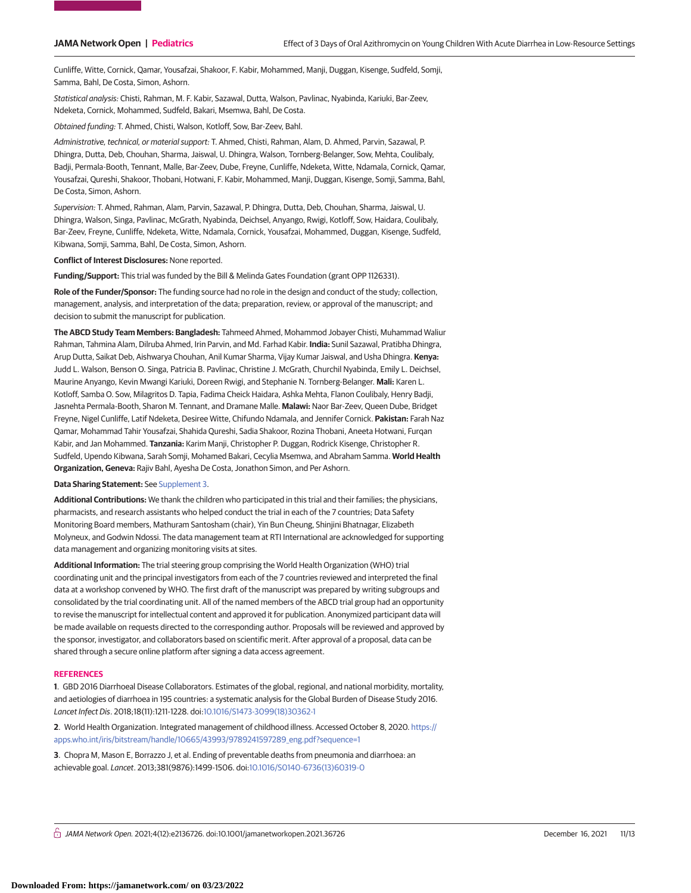Cunliffe, Witte, Cornick, Qamar, Yousafzai, Shakoor, F. Kabir, Mohammed, Manji, Duggan, Kisenge, Sudfeld, Somji, Samma, Bahl, De Costa, Simon, Ashorn.

*Statistical analysis:* Chisti, Rahman, M. F. Kabir, Sazawal, Dutta, Walson, Pavlinac, Nyabinda, Kariuki, Bar-Zeev, Ndeketa, Cornick, Mohammed, Sudfeld, Bakari, Msemwa, Bahl, De Costa.

*Obtained funding:* T. Ahmed, Chisti, Walson, Kotloff, Sow, Bar-Zeev, Bahl.

*Administrative, technical, or material support:* T. Ahmed, Chisti, Rahman, Alam, D. Ahmed, Parvin, Sazawal, P. Dhingra, Dutta, Deb, Chouhan, Sharma, Jaiswal, U. Dhingra, Walson, Tornberg-Belanger, Sow, Mehta, Coulibaly, Badji, Permala-Booth, Tennant, Malle, Bar-Zeev, Dube, Freyne, Cunliffe, Ndeketa, Witte, Ndamala, Cornick, Qamar, Yousafzai, Qureshi, Shakoor, Thobani, Hotwani, F. Kabir, Mohammed, Manji, Duggan, Kisenge, Somji, Samma, Bahl, De Costa, Simon, Ashorn.

*Supervision:* T. Ahmed, Rahman, Alam, Parvin, Sazawal, P. Dhingra, Dutta, Deb, Chouhan, Sharma, Jaiswal, U. Dhingra, Walson, Singa, Pavlinac, McGrath, Nyabinda, Deichsel, Anyango, Rwigi, Kotloff, Sow, Haidara, Coulibaly, Bar-Zeev, Freyne, Cunliffe, Ndeketa, Witte, Ndamala, Cornick, Yousafzai, Mohammed, Duggan, Kisenge, Sudfeld, Kibwana, Somji, Samma, Bahl, De Costa, Simon, Ashorn.

**Conflict of Interest Disclosures:** None reported.

**Funding/Support:** This trial was funded by the Bill & Melinda Gates Foundation (grant OPP 1126331).

**Role of the Funder/Sponsor:** The funding source had no role in the design and conduct of the study; collection, management, analysis, and interpretation of the data; preparation, review, or approval of the manuscript; and decision to submit the manuscript for publication.

**The ABCD Study Team Members: Bangladesh:** Tahmeed Ahmed, Mohammod Jobayer Chisti, Muhammad Waliur Rahman, Tahmina Alam, Dilruba Ahmed, Irin Parvin, and Md. Farhad Kabir. **India:** Sunil Sazawal, Pratibha Dhingra, Arup Dutta, Saikat Deb, Aishwarya Chouhan, Anil Kumar Sharma, Vijay Kumar Jaiswal, and Usha Dhingra. **Kenya:** Judd L. Walson, Benson O. Singa, Patricia B. Pavlinac, Christine J. McGrath, Churchil Nyabinda, Emily L. Deichsel, Maurine Anyango, Kevin Mwangi Kariuki, Doreen Rwigi, and Stephanie N. Tornberg-Belanger. **Mali:** Karen L. Kotloff, Samba O. Sow, Milagritos D. Tapia, Fadima Cheick Haidara, Ashka Mehta, Flanon Coulibaly, Henry Badji, Jasnehta Permala-Booth, Sharon M. Tennant, and Dramane Malle. **Malawi:** Naor Bar-Zeev, Queen Dube, Bridget Freyne, Nigel Cunliffe, Latif Ndeketa, Desiree Witte, Chifundo Ndamala, and Jennifer Cornick. **Pakistan:** Farah Naz Qamar, Mohammad Tahir Yousafzai, Shahida Qureshi, Sadia Shakoor, Rozina Thobani, Aneeta Hotwani, Furqan Kabir, and Jan Mohammed. **Tanzania:** Karim Manji, Christopher P. Duggan, Rodrick Kisenge, Christopher R. Sudfeld, Upendo Kibwana, Sarah Somji, Mohamed Bakari, Cecylia Msemwa, and Abraham Samma. **World Health Organization, Geneva:** Rajiv Bahl, Ayesha De Costa, Jonathon Simon, and Per Ashorn.

**Data Sharing Statement:** See Supplement 3.

**Additional Contributions:** We thank the children who participated in this trial and their families; the physicians, pharmacists, and research assistants who helped conduct the trial in each of the 7 countries; Data Safety Monitoring Board members, Mathuram Santosham (chair), Yin Bun Cheung, Shinjini Bhatnagar, Elizabeth Molyneux, and Godwin Ndossi. The data management team at RTI International are acknowledged for supporting data management and organizing monitoring visits at sites.

**Additional Information:** The trial steering group comprising the World Health Organization (WHO) trial coordinating unit and the principal investigators from each of the 7 countries reviewed and interpreted the final data at a workshop convened by WHO. The first draft of the manuscript was prepared by writing subgroups and consolidated by the trial coordinating unit. All of the named members of the ABCD trial group had an opportunity to revise the manuscript for intellectual content and approved it for publication. Anonymized participant data will be made available on requests directed to the corresponding author. Proposals will be reviewed and approved by the sponsor, investigator, and collaborators based on scientific merit. After approval of a proposal, data can be shared through a secure online platform after signing a data access agreement.

## REFERENCES

**1**. GBD 2016 Diarrhoeal Disease Collaborators. Estimates of the global, regional, and national morbidity, mortality, and aetiologies of diarrhoea in 195 countries: a systematic analysis for the Global Burden of Disease Study 2016. *Lancet Infect Dis*. 2018;18(11):1211-1228. doi:10.1016/S1473-3099(18)30362-1

**2**. World Health Organization. Integrated management of childhood illness. Accessed October 8, 2020. https://apps.who.int/iris/bitstream/handle/10665/43993/9789241597289_eng.pdf?sequence=1

**3**. Chopra M, Mason E, Borrazzo J, et al. Ending of preventable deaths from pneumonia and diarrhoea: an achievable goal. *Lancet*. 2013;381(9876):1499-1506. doi:10.1016/S0140-6736(13)60319-0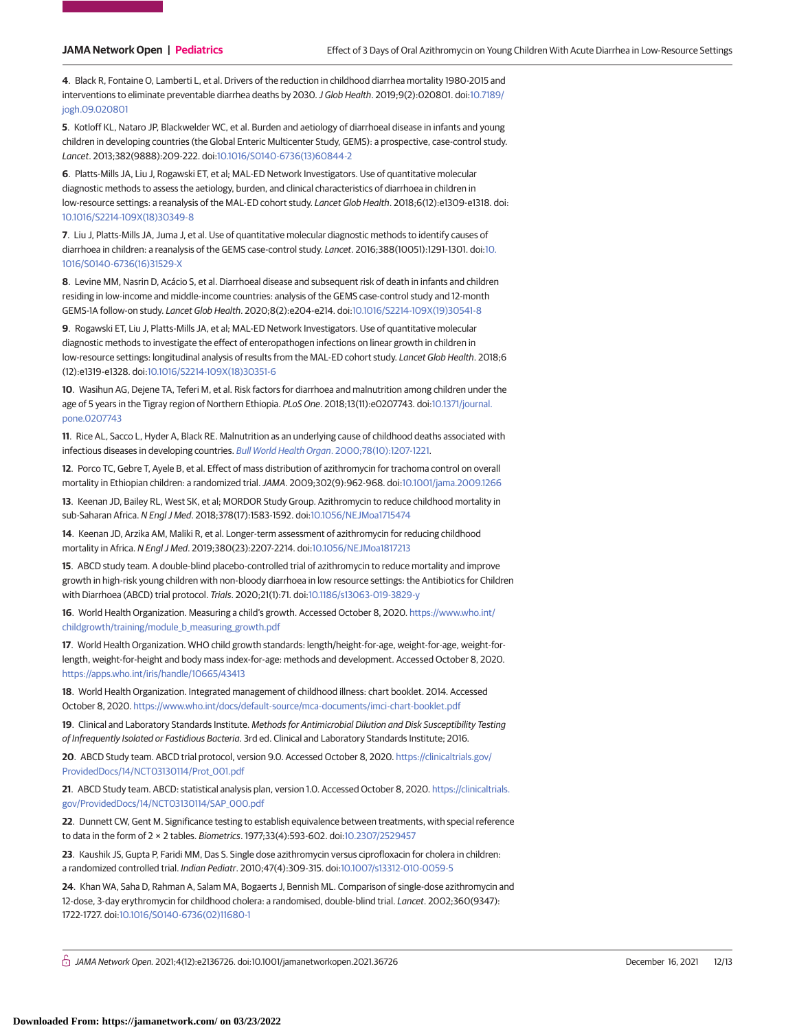4. Black R, Fontaine O, Lamberti L, et al. Drivers of the reduction in childhood diarrhea mortality 1980-2015 and interventions to eliminate preventable diarrhea deaths by 2030. *J Glob Health*. 2019;9(2):020801. doi:10.7189/jogh.09.020801

5. Kotloff KL, Nataro JP, Blackwelder WC, et al. Burden and aetiology of diarrhoeal disease in infants and young children in developing countries (the Global Enteric Multicenter Study, GEMS): a prospective, case-control study. *Lancet*. 2013;382(9888):209-222. doi:10.1016/S0140-6736(13)60844-2

6. Platts-Mills JA, Liu J, Rogawski ET, et al; MAL-ED Network Investigators. Use of quantitative molecular diagnostic methods to assess the aetiology, burden, and clinical characteristics of diarrhoea in children in low-resource settings: a reanalysis of the MAL-ED cohort study. *Lancet Glob Health*. 2018;6(12):e1309-e1318. doi:10.1016/S2214-109X(18)30349-8

7. Liu J, Platts-Mills JA, Juma J, et al. Use of quantitative molecular diagnostic methods to identify causes of diarrhoea in children: a reanalysis of the GEMS case-control study. *Lancet*. 2016;388(10051):1291-1301. doi:10.1016/S0140-6736(16)31529-X

8. Levine MM, Nasrin D, Acácio S, et al. Diarrhoeal disease and subsequent risk of death in infants and children residing in low-income and middle-income countries: analysis of the GEMS case-control study and 12-month GEMS-1A follow-on study. *Lancet Glob Health*. 2020;8(2):e204-e214. doi:10.1016/S2214-109X(19)30541-8

9. Rogawski ET, Liu J, Platts-Mills JA, et al; MAL-ED Network Investigators. Use of quantitative molecular diagnostic methods to investigate the effect of enteropathogen infections on linear growth in children in low-resource settings: longitudinal analysis of results from the MAL-ED cohort study. *Lancet Glob Health*. 2018;6(12):e1319-e1328. doi:10.1016/S2214-109X(18)30351-6

10. Wasihun AG, Dejene TA, Teferi M, et al. Risk factors for diarrhoea and malnutrition among children under the age of 5 years in the Tigray region of Northern Ethiopia. *PLoS One*. 2018;13(11):e0207743. doi:10.1371/journal.pone.0207743

11. Rice AL, Sacco L, Hyder A, Black RE. Malnutrition as an underlying cause of childhood deaths associated with infectious diseases in developing countries. *Bull World Health Organ*. 2000;78(10):1207-1221.

12. Porco TC, Gebre T, Ayele B, et al. Effect of mass distribution of azithromycin for trachoma control on overall mortality in Ethiopian children: a randomized trial. *JAMA*. 2009;302(9):962-968. doi:10.1001/jama.2009.1266

13. Keenan JD, Bailey RL, West SK, et al; MORDOR Study Group. Azithromycin to reduce childhood mortality in sub-Saharan Africa. *N Engl J Med*. 2018;378(17):1583-1592. doi:10.1056/NEJMoa1715474

14. Keenan JD, Arzika AM, Maliki R, et al. Longer-term assessment of azithromycin for reducing childhood mortality in Africa. *N Engl J Med*. 2019;380(23):2207-2214. doi:10.1056/NEJMoa1817213

15. ABCD study team. A double-blind placebo-controlled trial of azithromycin to reduce mortality and improve growth in high-risk young children with non-bloody diarrhoea in low resource settings: the Antibiotics for Children with Diarrhoea (ABCD) trial protocol. *Trials*. 2020;21(1):71. doi:10.1186/s13063-019-3829-y

16. World Health Organization. Measuring a child's growth. Accessed October 8, 2020. https://www.who.int/childgrowth/training/module_b_measuring_growth.pdf

17. World Health Organization. WHO child growth standards: length/height-for-age, weight-for-age, weight-for-length, weight-for-height and body mass index-for-age: methods and development. Accessed October 8, 2020. https://apps.who.int/iris/handle/10665/43413

18. World Health Organization. Integrated management of childhood illness: chart booklet. 2014. Accessed October 8, 2020. https://www.who.int/docs/default-source/mca-documents/imci-chart-booklet.pdf

19. Clinical and Laboratory Standards Institute. *Methods for Antimicrobial Dilution and Disk Susceptibility Testing of Infrequently Isolated or Fastidious Bacteria*. 3rd ed. Clinical and Laboratory Standards Institute; 2016.

20. ABCD Study team. ABCD trial protocol, version 9.0. Accessed October 8, 2020. https://clinicaltrials.gov/ProvidedDocs/14/NCT03130114/Prot_001.pdf

21. ABCD Study team. ABCD: statistical analysis plan, version 1.0. Accessed October 8, 2020. https://clinicaltrials.gov/ProvidedDocs/14/NCT03130114/SAP_000.pdf

22. Dunnett CW, Gent M. Significance testing to establish equivalence between treatments, with special reference to data in the form of 2 × 2 tables. *Biometrics*. 1977;33(4):593-602. doi:10.2307/2529457

23. Kaushik JS, Gupta P, Faridi MM, Das S. Single dose azithromycin versus ciprofloxacin for cholera in children: a randomized controlled trial. *Indian Pediatr*. 2010;47(4):309-315. doi:10.1007/s13312-010-0059-5

24. Khan WA, Saha D, Rahman A, Salam MA, Bogaerts J, Bennish ML. Comparison of single-dose azithromycin and 12-dose, 3-day erythromycin for childhood cholera: a randomised, double-blind trial. *Lancet*. 2002;360(9347):1722-1727. doi:10.1016/S0140-6736(02)11680-1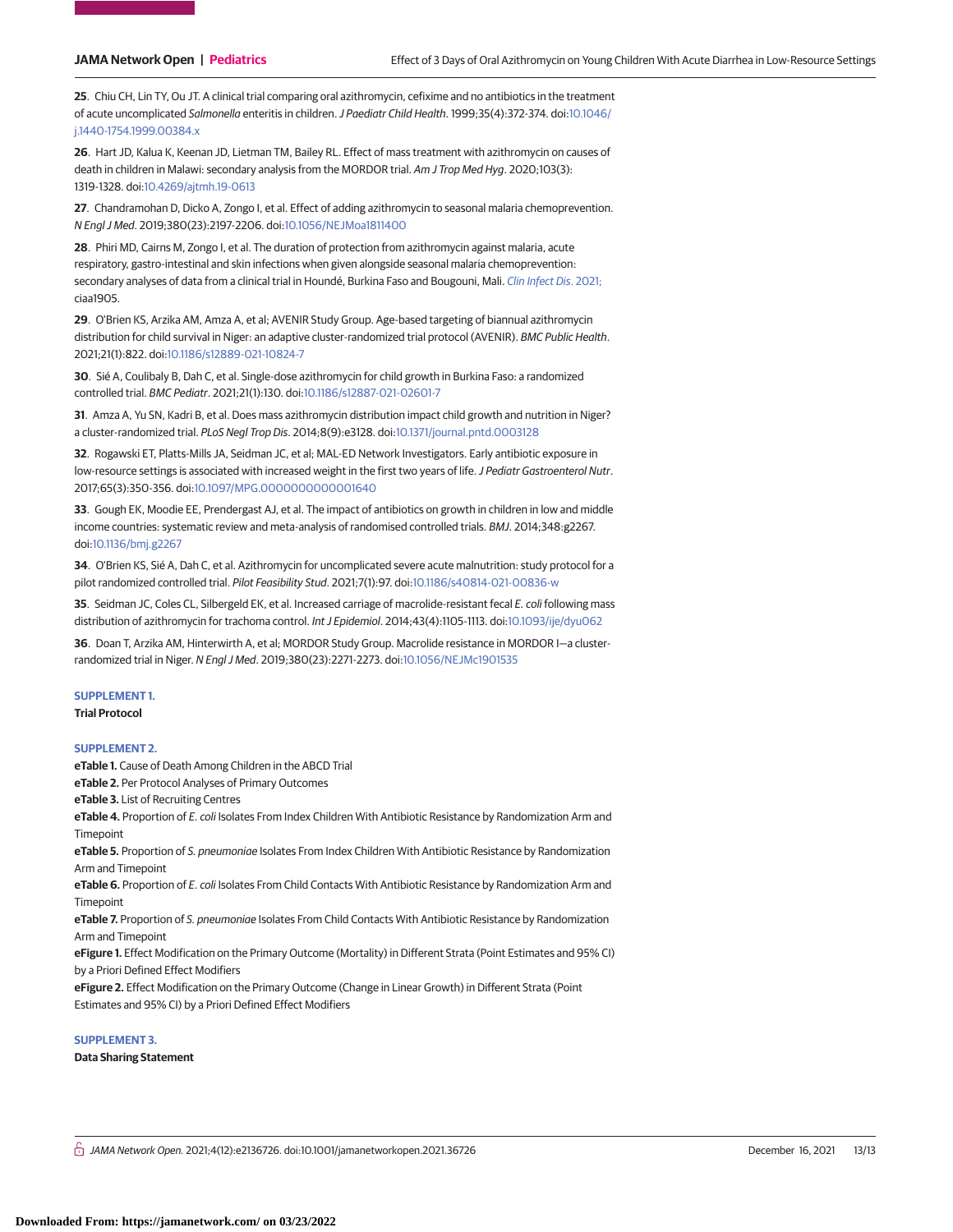25. Chiu CH, Lin TY, Ou JT. A clinical trial comparing oral azithromycin, cefixime and no antibiotics in the treatment of acute uncomplicated *Salmonella* enteritis in children. *J Paediatr Child Health*. 1999;35(4):372-374. doi:10.1046/j.1440-1754.1999.00384.x

26. Hart JD, Kalua K, Keenan JD, Lietman TM, Bailey RL. Effect of mass treatment with azithromycin on causes of death in children in Malawi: secondary analysis from the MORDOR trial. *Am J Trop Med Hyg*. 2020;103(3):1319-1328. doi:10.4269/ajtmh.19-0613

27. Chandramohan D, Dicko A, Zongo I, et al. Effect of adding azithromycin to seasonal malaria chemoprevention. *N Engl J Med*. 2019;380(23):2197-2206. doi:10.1056/NEJMoa1811400

28. Phiri MD, Cairns M, Zongo I, et al. The duration of protection from azithromycin against malaria, acute respiratory, gastro-intestinal and skin infections when given alongside seasonal malaria chemoprevention: secondary analyses of data from a clinical trial in Houndé, Burkina Faso and Bougouni, Mali. *Clin Infect Dis*. 2021;ciaa1905.

29. O'Brien KS, Arzika AM, Amza A, et al; AVENIR Study Group. Age-based targeting of biannual azithromycin distribution for child survival in Niger: an adaptive cluster-randomized trial protocol (AVENIR). *BMC Public Health*. 2021;21(1):822. doi:10.1186/s12889-021-10824-7

30. Sié A, Coulibaly B, Dah C, et al. Single-dose azithromycin for child growth in Burkina Faso: a randomized controlled trial. *BMC Pediatr*. 2021;21(1):130. doi:10.1186/s12887-021-02601-7

31. Amza A, Yu SN, Kadri B, et al. Does mass azithromycin distribution impact child growth and nutrition in Niger? a cluster-randomized trial. *PLoS Negl Trop Dis*. 2014;8(9):e3128. doi:10.1371/journal.pntd.0003128

32. Rogawski ET, Platts-Mills JA, Seidman JC, et al; MAL-ED Network Investigators. Early antibiotic exposure in low-resource settings is associated with increased weight in the first two years of life. *J Pediatr Gastroenterol Nutr*. 2017;65(3):350-356. doi:10.1097/MPG.0000000000001640

33. Gough EK, Moodie EE, Prendergast AJ, et al. The impact of antibiotics on growth in children in low and middle income countries: systematic review and meta-analysis of randomised controlled trials. *BMJ*. 2014;348:g2267. doi:10.1136/bmj.g2267

34. O'Brien KS, Sié A, Dah C, et al. Azithromycin for uncomplicated severe acute malnutrition: study protocol for a pilot randomized controlled trial. *Pilot Feasibility Stud*. 2021;7(1):97. doi:10.1186/s40814-021-00836-w

35. Seidman JC, Coles CL, Silbergeld EK, et al. Increased carriage of macrolide-resistant fecal *E. coli* following mass distribution of azithromycin for trachoma control. *Int J Epidemiol*. 2014;43(4):1105-1113. doi:10.1093/ije/dyu062

36. Doan T, Arzika AM, Hinterwirth A, et al; MORDOR Study Group. Macrolide resistance in MORDOR I—a cluster-randomized trial in Niger. *N Engl J Med*. 2019;380(23):2271-2273. doi:10.1056/NEJMc1901535

**SUPPLEMENT 1.**
**Trial Protocol**

**SUPPLEMENT 2.**
**eTable 1.** Cause of Death Among Children in the ABCD Trial
**eTable 2.** Per Protocol Analyses of Primary Outcomes
**eTable 3.** List of Recruiting Centres
**eTable 4.** Proportion of *E. coli* Isolates From Index Children With Antibiotic Resistance by Randomization Arm and Timepoint
**eTable 5.** Proportion of *S. pneumoniae* Isolates From Index Children With Antibiotic Resistance by Randomization Arm and Timepoint
**eTable 6.** Proportion of *E. coli* Isolates From Child Contacts With Antibiotic Resistance by Randomization Arm and Timepoint
**eTable 7.** Proportion of *S. pneumoniae* Isolates From Child Contacts With Antibiotic Resistance by Randomization Arm and Timepoint
**eFigure 1.** Effect Modification on the Primary Outcome (Mortality) in Different Strata (Point Estimates and 95% CI) by a Priori Defined Effect Modifiers
**eFigure 2.** Effect Modification on the Primary Outcome (Change in Linear Growth) in Different Strata (Point Estimates and 95% CI) by a Priori Defined Effect Modifiers

**SUPPLEMENT 3.**
**Data Sharing Statement**